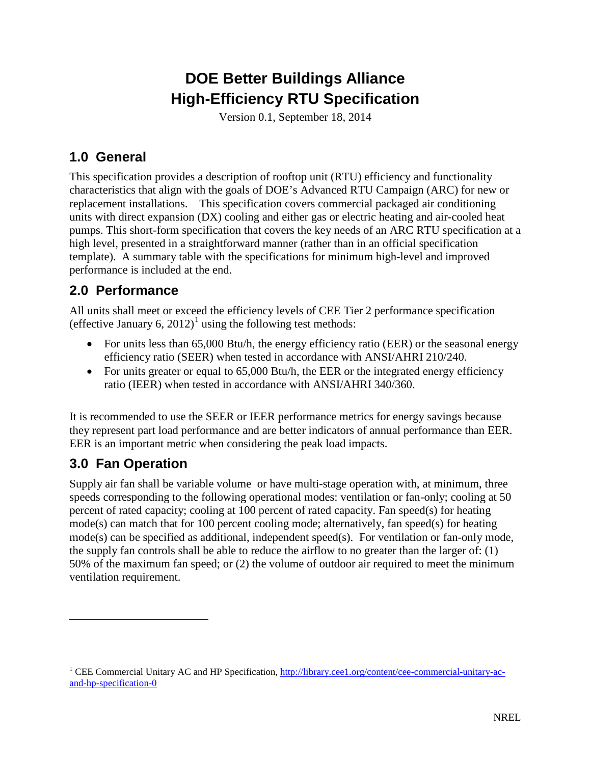# DOE Better Buildings Alliance
# High-Efficiency RTU Specification

Version 0.1, September 18, 2014

## 1.0 General

This specification provides a description of rooftop unit (RTU) efficiency and functionality characteristics that align with the goals of DOE's Advanced RTU Campaign (ARC) for new or replacement installations. This specification covers commercial packaged air conditioning units with direct expansion (DX) cooling and either gas or electric heating and air-cooled heat pumps. This short-form specification that covers the key needs of an ARC RTU specification at a high level, presented in a straightforward manner (rather than in an official specification template). A summary table with the specifications for minimum high-level and improved performance is included at the end.

## 2.0 Performance

All units shall meet or exceed the efficiency levels of CEE Tier 2 performance specification (effective January 6, 2012)[1] using the following test methods:

- For units less than 65,000 Btu/h, the energy efficiency ratio (EER) or the seasonal energy efficiency ratio (SEER) when tested in accordance with ANSI/AHRI 210/240.
- For units greater or equal to 65,000 Btu/h, the EER or the integrated energy efficiency ratio (IEER) when tested in accordance with ANSI/AHRI 340/360.

It is recommended to use the SEER or IEER performance metrics for energy savings because they represent part load performance and are better indicators of annual performance than EER. EER is an important metric when considering the peak load impacts.

## 3.0 Fan Operation

Supply air fan shall be variable volume or have multi-stage operation with, at minimum, three speeds corresponding to the following operational modes: ventilation or fan-only; cooling at 50 percent of rated capacity; cooling at 100 percent of rated capacity. Fan speed(s) for heating mode(s) can match that for 100 percent cooling mode; alternatively, fan speed(s) for heating mode(s) can be specified as additional, independent speed(s). For ventilation or fan-only mode, the supply fan controls shall be able to reduce the airflow to no greater than the larger of: (1) 50% of the maximum fan speed; or (2) the volume of outdoor air required to meet the minimum ventilation requirement.

---

[1] CEE Commercial Unitary AC and HP Specification, http://library.cee1.org/content/cee-commercial-unitary-ac-and-hp-specification-0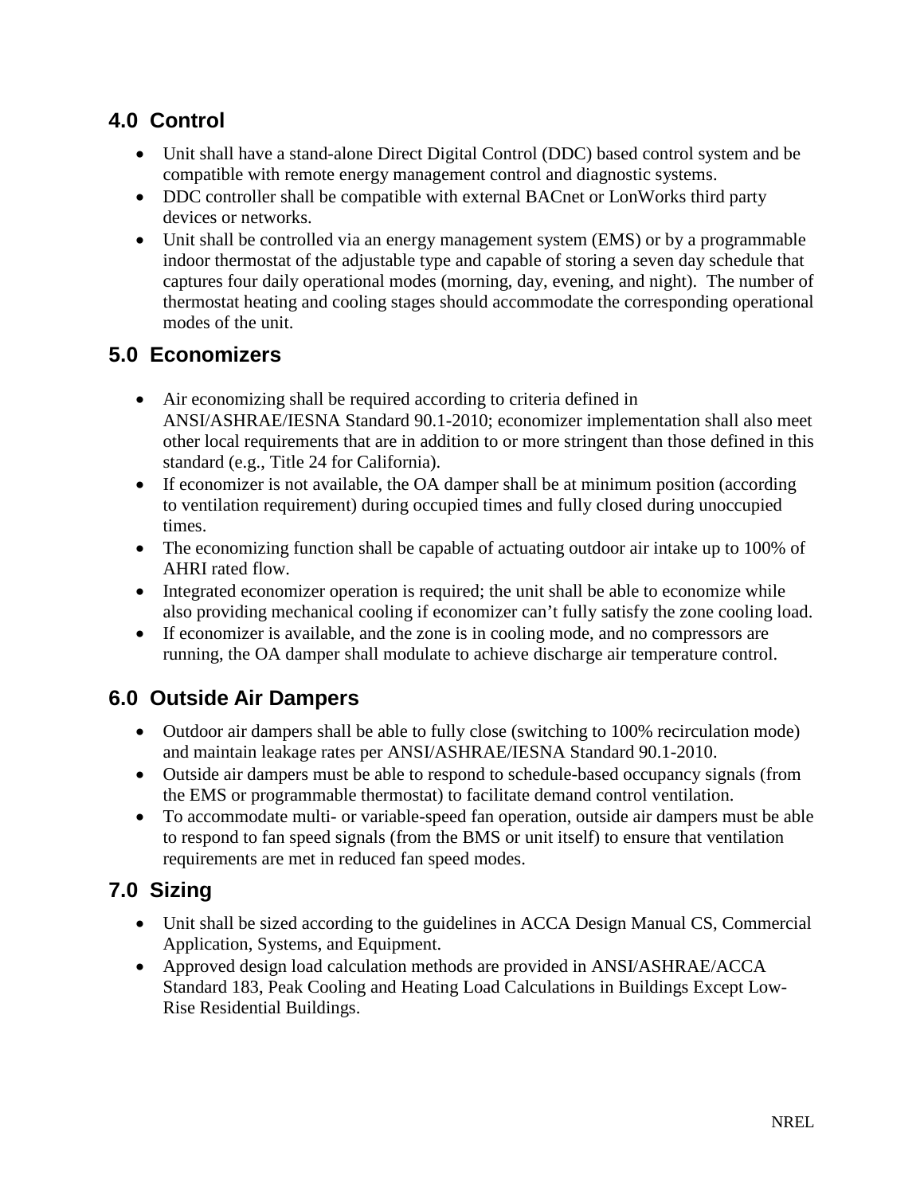## 4.0 Control

- Unit shall have a stand-alone Direct Digital Control (DDC) based control system and be compatible with remote energy management control and diagnostic systems.
- DDC controller shall be compatible with external BACnet or LonWorks third party devices or networks.
- Unit shall be controlled via an energy management system (EMS) or by a programmable indoor thermostat of the adjustable type and capable of storing a seven day schedule that captures four daily operational modes (morning, day, evening, and night). The number of thermostat heating and cooling stages should accommodate the corresponding operational modes of the unit.

## 5.0 Economizers

- Air economizing shall be required according to criteria defined in ANSI/ASHRAE/IESNA Standard 90.1-2010; economizer implementation shall also meet other local requirements that are in addition to or more stringent than those defined in this standard (e.g., Title 24 for California).
- If economizer is not available, the OA damper shall be at minimum position (according to ventilation requirement) during occupied times and fully closed during unoccupied times.
- The economizing function shall be capable of actuating outdoor air intake up to 100% of AHRI rated flow.
- Integrated economizer operation is required; the unit shall be able to economize while also providing mechanical cooling if economizer can't fully satisfy the zone cooling load.
- If economizer is available, and the zone is in cooling mode, and no compressors are running, the OA damper shall modulate to achieve discharge air temperature control.

## 6.0 Outside Air Dampers

- Outdoor air dampers shall be able to fully close (switching to 100% recirculation mode) and maintain leakage rates per ANSI/ASHRAE/IESNA Standard 90.1-2010.
- Outside air dampers must be able to respond to schedule-based occupancy signals (from the EMS or programmable thermostat) to facilitate demand control ventilation.
- To accommodate multi- or variable-speed fan operation, outside air dampers must be able to respond to fan speed signals (from the BMS or unit itself) to ensure that ventilation requirements are met in reduced fan speed modes.

## 7.0 Sizing

- Unit shall be sized according to the guidelines in ACCA Design Manual CS, Commercial Application, Systems, and Equipment.
- Approved design load calculation methods are provided in ANSI/ASHRAE/ACCA Standard 183, Peak Cooling and Heating Load Calculations in Buildings Except Low-Rise Residential Buildings.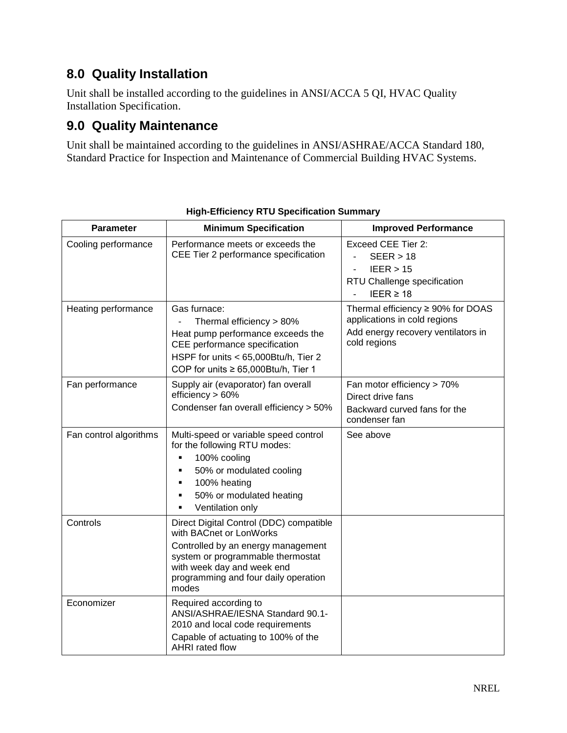## 8.0 Quality Installation

Unit shall be installed according to the guidelines in ANSI/ACCA 5 QI, HVAC Quality Installation Specification.

## 9.0 Quality Maintenance

Unit shall be maintained according to the guidelines in ANSI/ASHRAE/ACCA Standard 180, Standard Practice for Inspection and Maintenance of Commercial Building HVAC Systems.

**High-Efficiency RTU Specification Summary**

| Parameter | Minimum Specification | Improved Performance |
| --- | --- | --- |
| Cooling performance | Performance meets or exceeds the CEE Tier 2 performance specification | Exceed CEE Tier 2:<br>- SEER > 18<br>- IEER > 15<br>RTU Challenge specification<br>- IEER ≥ 18 |
| Heating performance | Gas furnace:<br>- Thermal efficiency > 80%<br>Heat pump performance exceeds the CEE performance specification<br>HSPF for units < 65,000Btu/h, Tier 2<br>COP for units ≥ 65,000Btu/h, Tier 1 | Thermal efficiency ≥ 90% for DOAS applications in cold regions<br>Add energy recovery ventilators in cold regions |
| Fan performance | Supply air (evaporator) fan overall efficiency > 60%<br>Condenser fan overall efficiency > 50% | Fan motor efficiency > 70%<br>Direct drive fans<br>Backward curved fans for the condenser fan |
| Fan control algorithms | Multi-speed or variable speed control for the following RTU modes:<br>▪ 100% cooling<br>▪ 50% or modulated cooling<br>▪ 100% heating<br>▪ 50% or modulated heating<br>▪ Ventilation only | See above |
| Controls | Direct Digital Control (DDC) compatible with BACnet or LonWorks<br>Controlled by an energy management system or programmable thermostat with week day and week end programming and four daily operation modes | |
| Economizer | Required according to ANSI/ASHRAE/IESNA Standard 90.1-2010 and local code requirements<br>Capable of actuating to 100% of the AHRI rated flow | |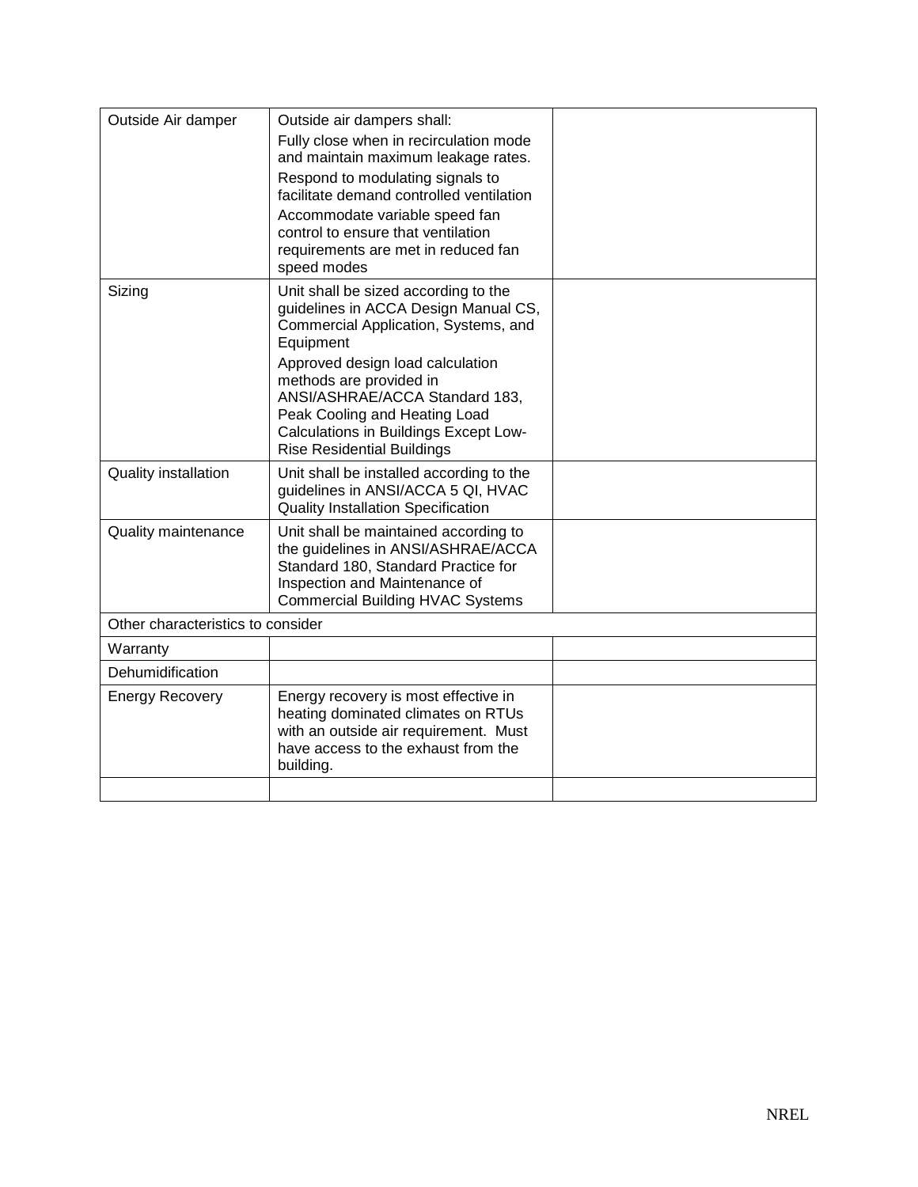| | | |
|---|---|---|
| Outside Air damper | Outside air dampers shall:<br>Fully close when in recirculation mode and maintain maximum leakage rates.<br>Respond to modulating signals to facilitate demand controlled ventilation<br>Accommodate variable speed fan control to ensure that ventilation requirements are met in reduced fan speed modes | |
| Sizing | Unit shall be sized according to the guidelines in ACCA Design Manual CS, Commercial Application, Systems, and Equipment<br>Approved design load calculation methods are provided in ANSI/ASHRAE/ACCA Standard 183, Peak Cooling and Heating Load Calculations in Buildings Except Low-Rise Residential Buildings | |
| Quality installation | Unit shall be installed according to the guidelines in ANSI/ACCA 5 QI, HVAC Quality Installation Specification | |
| Quality maintenance | Unit shall be maintained according to the guidelines in ANSI/ASHRAE/ACCA Standard 180, Standard Practice for Inspection and Maintenance of Commercial Building HVAC Systems | |
| Other characteristics to consider | | |
| Warranty | | |
| Dehumidification | | |
| Energy Recovery | Energy recovery is most effective in heating dominated climates on RTUs with an outside air requirement. Must have access to the exhaust from the building. | |
| | | |